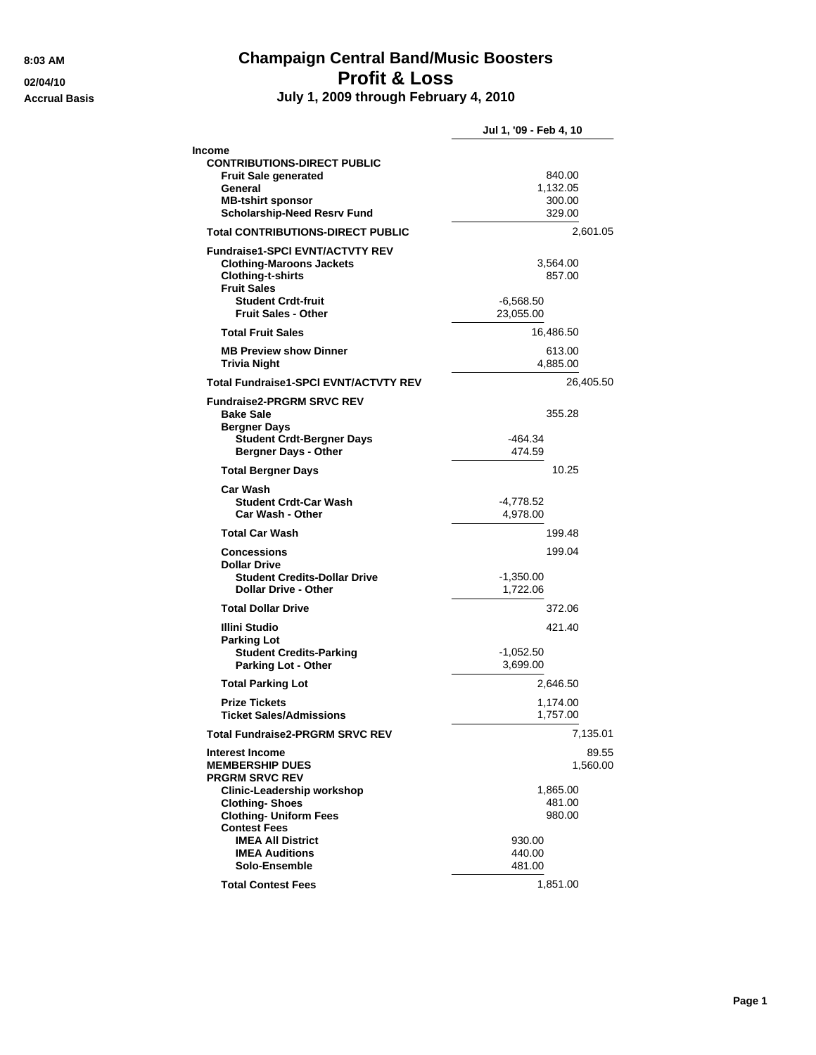8:03 AM

02/04/10

Accrual Basis

# Champaign Central Band/Music Boosters
# Profit & Loss
### July 1, 2009 through February 4, 2010

| | | | Jul 1, '09 - Feb 4, 10 |
|---|---|---|---|
| **Income** | | | |
| **CONTRIBUTIONS-DIRECT PUBLIC** | | | |
| **Fruit Sale generated** | | 840.00 | |
| **General** | | 1,132.05 | |
| **MB-tshirt sponsor** | | 300.00 | |
| **Scholarship-Need Resrv Fund** | | 329.00 | |
| **Total CONTRIBUTIONS-DIRECT PUBLIC** | | | 2,601.05 |
| **Fundraise1-SPCl EVNT/ACTVTY REV** | | | |
| **Clothing-Maroons Jackets** | | 3,564.00 | |
| **Clothing-t-shirts** | | 857.00 | |
| **Fruit Sales** | | | |
| **Student Crdt-fruit** | -6,568.50 | | |
| **Fruit Sales - Other** | 23,055.00 | | |
| **Total Fruit Sales** | | 16,486.50 | |
| **MB Preview show Dinner** | | 613.00 | |
| **Trivia Night** | | 4,885.00 | |
| **Total Fundraise1-SPCl EVNT/ACTVTY REV** | | | 26,405.50 |
| **Fundraise2-PRGRM SRVC REV** | | | |
| **Bake Sale** | | 355.28 | |
| **Bergner Days** | | | |
| **Student Crdt-Bergner Days** | -464.34 | | |
| **Bergner Days - Other** | 474.59 | | |
| **Total Bergner Days** | | 10.25 | |
| **Car Wash** | | | |
| **Student Crdt-Car Wash** | -4,778.52 | | |
| **Car Wash - Other** | 4,978.00 | | |
| **Total Car Wash** | | 199.48 | |
| **Concessions** | | 199.04 | |
| **Dollar Drive** | | | |
| **Student Credits-Dollar Drive** | -1,350.00 | | |
| **Dollar Drive - Other** | 1,722.06 | | |
| **Total Dollar Drive** | | 372.06 | |
| **Illini Studio** | | 421.40 | |
| **Parking Lot** | | | |
| **Student Credits-Parking** | -1,052.50 | | |
| **Parking Lot - Other** | 3,699.00 | | |
| **Total Parking Lot** | | 2,646.50 | |
| **Prize Tickets** | | 1,174.00 | |
| **Ticket Sales/Admissions** | | 1,757.00 | |
| **Total Fundraise2-PRGRM SRVC REV** | | | 7,135.01 |
| **Interest Income** | | | 89.55 |
| **MEMBERSHIP DUES** | | | 1,560.00 |
| **PRGRM SRVC REV** | | | |
| **Clinic-Leadership workshop** | | 1,865.00 | |
| **Clothing- Shoes** | | 481.00 | |
| **Clothing- Uniform Fees** | | 980.00 | |
| **Contest Fees** | | | |
| **IMEA All District** | 930.00 | | |
| **IMEA Auditions** | 440.00 | | |
| **Solo-Ensemble** | 481.00 | | |
| **Total Contest Fees** | | 1,851.00 | |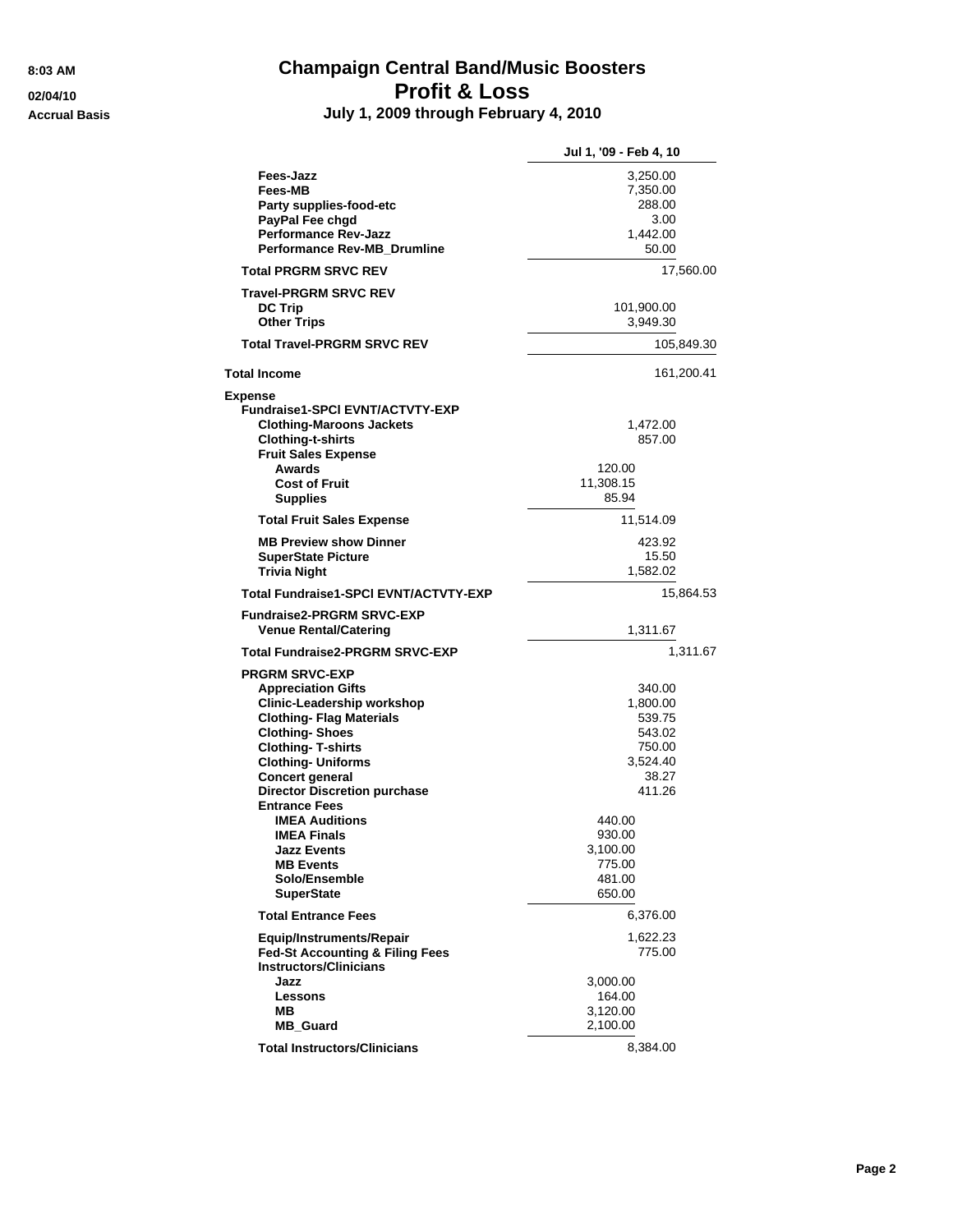# Champaign Central Band/Music Boosters
## Profit & Loss
### July 1, 2009 through February 4, 2010

8:03 AM
02/04/10
Accrual Basis

| | | Jul 1, '09 - Feb 4, 10 | |
|---|---|---|---|
| Fees-Jazz | | 3,250.00 | |
| Fees-MB | | 7,350.00 | |
| Party supplies-food-etc | | 288.00 | |
| PayPal Fee chgd | | 3.00 | |
| Performance Rev-Jazz | | 1,442.00 | |
| Performance Rev-MB_Drumline | | 50.00 | |
| **Total PRGRM SRVC REV** | | | 17,560.00 |
| **Travel-PRGRM SRVC REV** | | | |
| DC Trip | | 101,900.00 | |
| Other Trips | | 3,949.30 | |
| **Total Travel-PRGRM SRVC REV** | | | 105,849.30 |
| **Total Income** | | | 161,200.41 |
| **Expense** | | | |
| **Fundraise1-SPCl EVNT/ACTVTY-EXP** | | | |
| Clothing-Maroons Jackets | | 1,472.00 | |
| Clothing-t-shirts | | 857.00 | |
| Fruit Sales Expense | | | |
| Awards | 120.00 | | |
| Cost of Fruit | 11,308.15 | | |
| Supplies | 85.94 | | |
| **Total Fruit Sales Expense** | | 11,514.09 | |
| MB Preview show Dinner | | 423.92 | |
| SuperState Picture | | 15.50 | |
| Trivia Night | | 1,582.02 | |
| **Total Fundraise1-SPCl EVNT/ACTVTY-EXP** | | | 15,864.53 |
| **Fundraise2-PRGRM SRVC-EXP** | | | |
| Venue Rental/Catering | | 1,311.67 | |
| **Total Fundraise2-PRGRM SRVC-EXP** | | | 1,311.67 |
| **PRGRM SRVC-EXP** | | | |
| Appreciation Gifts | | 340.00 | |
| Clinic-Leadership workshop | | 1,800.00 | |
| Clothing- Flag Materials | | 539.75 | |
| Clothing- Shoes | | 543.02 | |
| Clothing- T-shirts | | 750.00 | |
| Clothing- Uniforms | | 3,524.40 | |
| Concert general | | 38.27 | |
| Director Discretion purchase | | 411.26 | |
| Entrance Fees | | | |
| IMEA Auditions | 440.00 | | |
| IMEA Finals | 930.00 | | |
| Jazz Events | 3,100.00 | | |
| MB Events | 775.00 | | |
| Solo/Ensemble | 481.00 | | |
| SuperState | 650.00 | | |
| **Total Entrance Fees** | | 6,376.00 | |
| Equip/Instruments/Repair | | 1,622.23 | |
| Fed-St Accounting & Filing Fees | | 775.00 | |
| Instructors/Clinicians | | | |
| Jazz | 3,000.00 | | |
| Lessons | 164.00 | | |
| MB | 3,120.00 | | |
| MB_Guard | 2,100.00 | | |
| **Total Instructors/Clinicians** | | 8,384.00 | |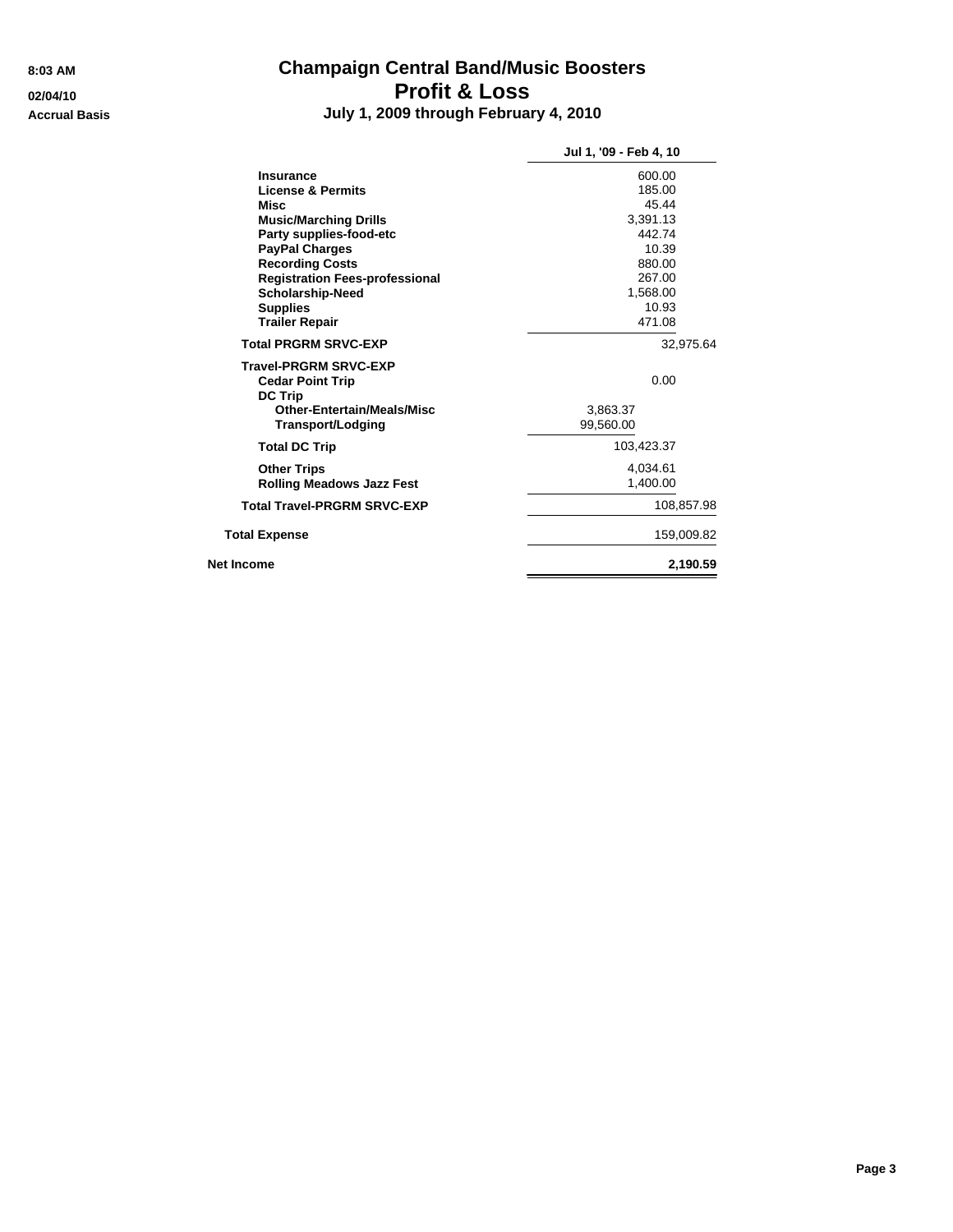# Champaign Central Band/Music Boosters
## Profit & Loss
### July 1, 2009 through February 4, 2010

8:03 AM
02/04/10
Accrual Basis

| | | Jul 1, '09 - Feb 4, 10 |
|---|---|---|
| Insurance | 600.00 | |
| License & Permits | 185.00 | |
| Misc | 45.44 | |
| Music/Marching Drills | 3,391.13 | |
| Party supplies-food-etc | 442.74 | |
| PayPal Charges | 10.39 | |
| Recording Costs | 880.00 | |
| Registration Fees-professional | 267.00 | |
| Scholarship-Need | 1,568.00 | |
| Supplies | 10.93 | |
| Trailer Repair | 471.08 | |
| **Total PRGRM SRVC-EXP** | | 32,975.64 |
| **Travel-PRGRM SRVC-EXP** | | |
| Cedar Point Trip | 0.00 | |
| DC Trip | | |
| Other-Entertain/Meals/Misc | 3,863.37 | |
| Transport/Lodging | 99,560.00 | |
| **Total DC Trip** | 103,423.37 | |
| Other Trips | 4,034.61 | |
| Rolling Meadows Jazz Fest | 1,400.00 | |
| **Total Travel-PRGRM SRVC-EXP** | | 108,857.98 |
| **Total Expense** | | 159,009.82 |
| **Net Income** | | **2,190.59** |